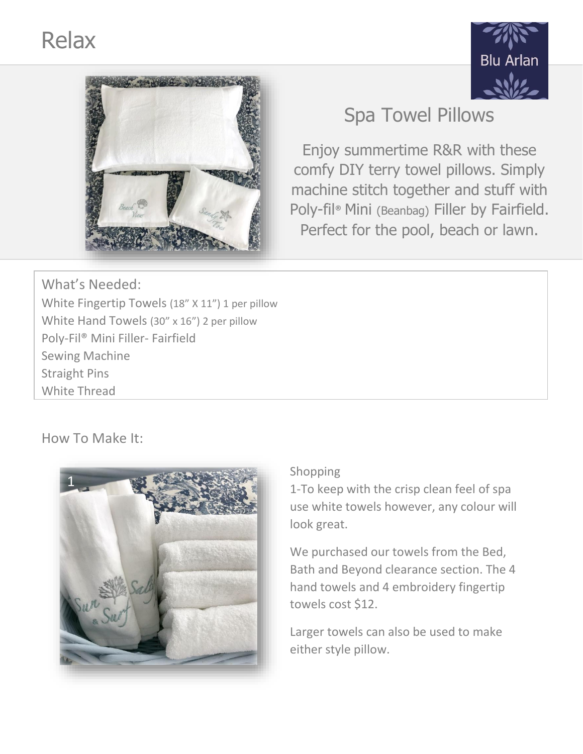# Relax

Blu Arlan

## Spa Towel Pillows

Enjoy summertime R&R with these comfy DIY terry towel pillows. Simply machine stitch together and stuff with Poly-fil® Mini (Beanbag) Filler by Fairfield. Perfect for the pool, beach or lawn.

### What's Needed:

White Fingertip Towels (18" X 11") 1 per pillow
White Hand Towels (30" x 16") 2 per pillow
Poly-Fil® Mini Filler- Fairfield
Sewing Machine
Straight Pins
White Thread

### How To Make It:

Shopping

1-To keep with the crisp clean feel of spa use white towels however, any colour will look great.

We purchased our towels from the Bed, Bath and Beyond clearance section. The 4 hand towels and 4 embroidery fingertip towels cost $12.

Larger towels can also be used to make either style pillow.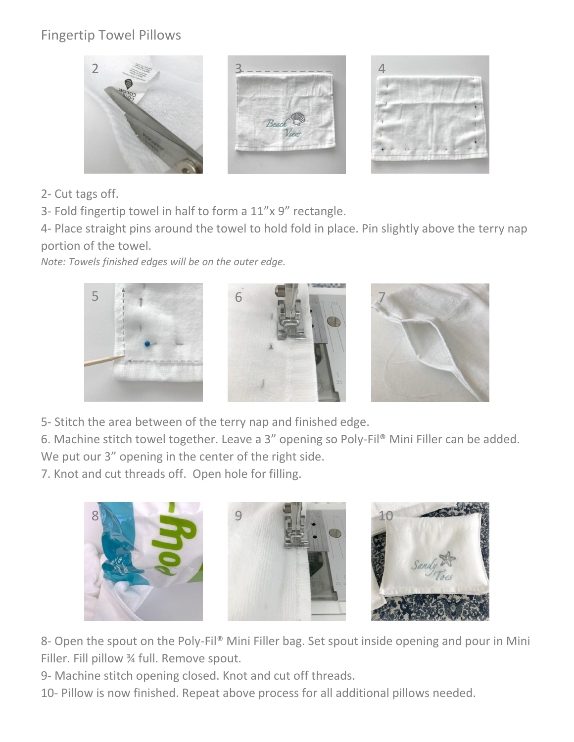Fingertip Towel Pillows

2- Cut tags off.

3- Fold fingertip towel in half to form a 11"x 9" rectangle.

4- Place straight pins around the towel to hold fold in place. Pin slightly above the terry nap portion of the towel.

*Note: Towels finished edges will be on the outer edge.*

5- Stitch the area between of the terry nap and finished edge.

6. Machine stitch towel together. Leave a 3" opening so Poly-Fil® Mini Filler can be added. We put our 3" opening in the center of the right side.

7. Knot and cut threads off. Open hole for filling.

8- Open the spout on the Poly-Fil® Mini Filler bag. Set spout inside opening and pour in Mini Filler. Fill pillow ¾ full. Remove spout.

9- Machine stitch opening closed. Knot and cut off threads.

10- Pillow is now finished. Repeat above process for all additional pillows needed.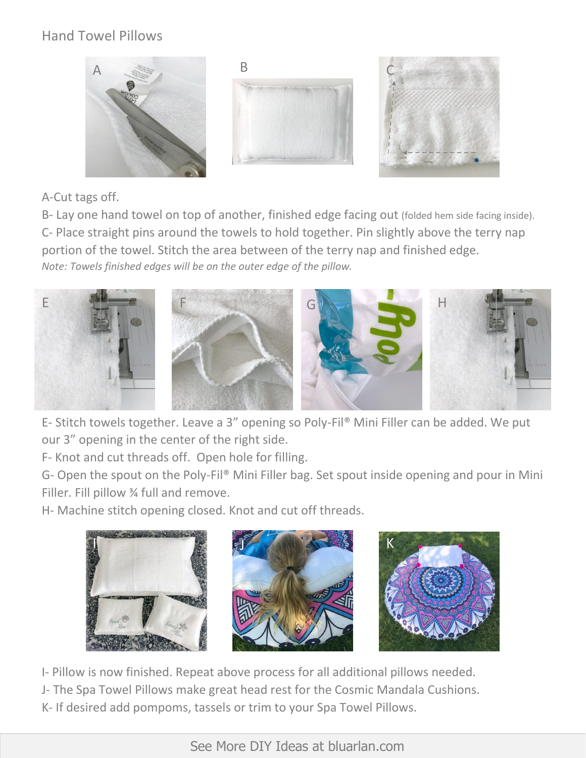Hand Towel Pillows

A-Cut tags off.

B- Lay one hand towel on top of another, finished edge facing out (folded hem side facing inside).

C- Place straight pins around the towels to hold together. Pin slightly above the terry nap portion of the towel. Stitch the area between of the terry nap and finished edge.

*Note: Towels finished edges will be on the outer edge of the pillow.*

E- Stitch towels together. Leave a 3” opening so Poly-Fil® Mini Filler can be added. We put our 3” opening in the center of the right side.

F- Knot and cut threads off. Open hole for filling.

G- Open the spout on the Poly-Fil® Mini Filler bag. Set spout inside opening and pour in Mini Filler. Fill pillow ¾ full and remove.

H- Machine stitch opening closed. Knot and cut off threads.

I- Pillow is now finished. Repeat above process for all additional pillows needed.

J- The Spa Towel Pillows make great head rest for the Cosmic Mandala Cushions.

K- If desired add pompoms, tassels or trim to your Spa Towel Pillows.

See More DIY Ideas at bluarlan.com